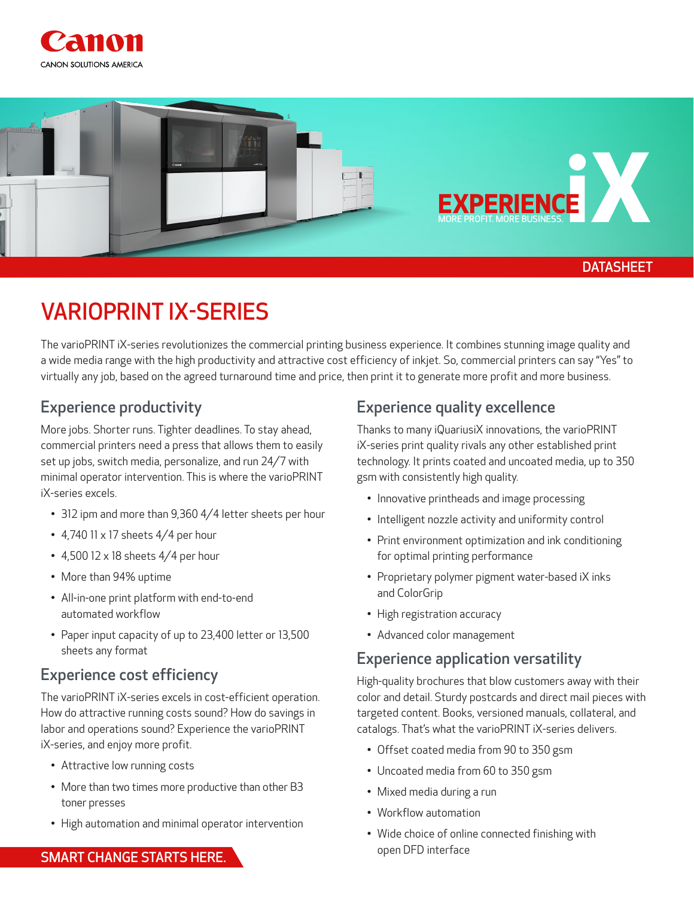Canon

CANON SOLUTIONS AMERICA

EXPERIENCE iX

MORE PROFIT. MORE BUSINESS.

DATASHEET

# VARIOPRINT IX-SERIES

The varioPRINT iX-series revolutionizes the commercial printing business experience. It combines stunning image quality and a wide media range with the high productivity and attractive cost efficiency of inkjet. So, commercial printers can say "Yes" to virtually any job, based on the agreed turnaround time and price, then print it to generate more profit and more business.

## Experience productivity

More jobs. Shorter runs. Tighter deadlines. To stay ahead, commercial printers need a press that allows them to easily set up jobs, switch media, personalize, and run 24/7 with minimal operator intervention. This is where the varioPRINT iX-series excels.

- 312 ipm and more than 9,360 4/4 letter sheets per hour
- 4,740 11 x 17 sheets 4/4 per hour
- 4,500 12 x 18 sheets 4/4 per hour
- More than 94% uptime
- All-in-one print platform with end-to-end automated workflow
- Paper input capacity of up to 23,400 letter or 13,500 sheets any format

## Experience cost efficiency

The varioPRINT iX-series excels in cost-efficient operation. How do attractive running costs sound? How do savings in labor and operations sound? Experience the varioPRINT iX-series, and enjoy more profit.

- Attractive low running costs
- More than two times more productive than other B3 toner presses
- High automation and minimal operator intervention

## Experience quality excellence

Thanks to many iQuariusiX innovations, the varioPRINT iX-series print quality rivals any other established print technology. It prints coated and uncoated media, up to 350 gsm with consistently high quality.

- Innovative printheads and image processing
- Intelligent nozzle activity and uniformity control
- Print environment optimization and ink conditioning for optimal printing performance
- Proprietary polymer pigment water-based iX inks and ColorGrip
- High registration accuracy
- Advanced color management

## Experience application versatility

High-quality brochures that blow customers away with their color and detail. Sturdy postcards and direct mail pieces with targeted content. Books, versioned manuals, collateral, and catalogs. That's what the varioPRINT iX-series delivers.

- Offset coated media from 90 to 350 gsm
- Uncoated media from 60 to 350 gsm
- Mixed media during a run
- Workflow automation
- Wide choice of online connected finishing with open DFD interface

SMART CHANGE STARTS HERE.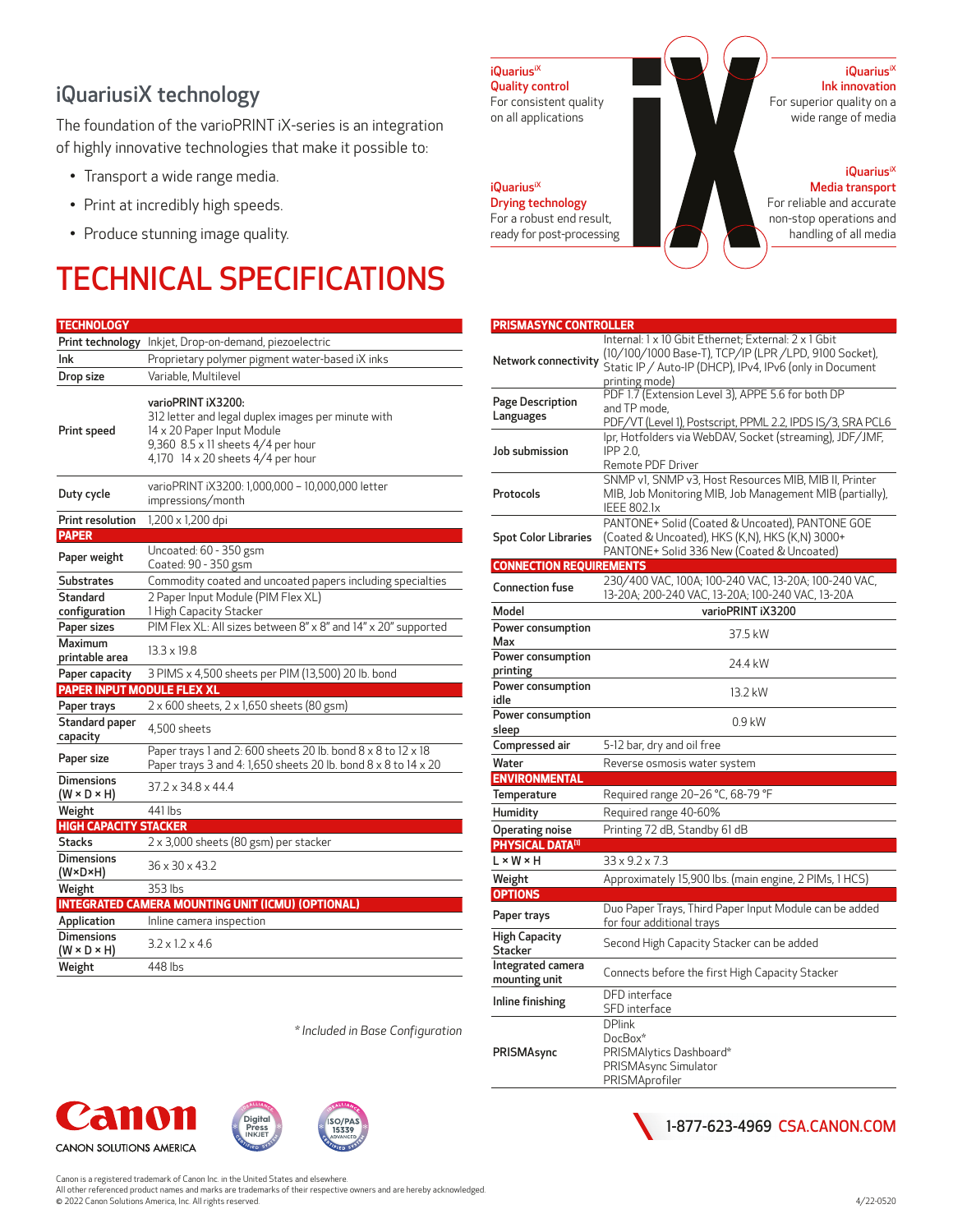## iQuariusiX technology

The foundation of the varioPRINT iX-series is an integration of highly innovative technologies that make it possible to:

- Transport a wide range media.
- Print at incredibly high speeds.
- Produce stunning image quality.

iQuarius[iX]
**Quality control**
For consistent quality on all applications

iQuarius[iX]
**Ink innovation**
For superior quality on a wide range of media

iQuarius[iX]
**Drying technology**
For a robust end result, ready for post-processing

iQuarius[iX]
**Media transport**
For reliable and accurate non-stop operations and handling of all media

# TECHNICAL SPECIFICATIONS

| TECHNOLOGY | |
|---|---|
| Print technology | Inkjet, Drop-on-demand, piezoelectric |
| Ink | Proprietary polymer pigment water-based iX inks |
| Drop size | Variable, Multilevel |
| Print speed | varioPRINT iX3200:<br>312 letter and legal duplex images per minute with 14 x 20 Paper Input Module<br>9,360 8.5 x 11 sheets 4/4 per hour<br>4,170 14 x 20 sheets 4/4 per hour |
| Duty cycle | varioPRINT iX3200: 1,000,000 – 10,000,000 letter impressions/month |
| Print resolution | 1,200 x 1,200 dpi |
| **PAPER** | |
| Paper weight | Uncoated: 60 - 350 gsm<br>Coated: 90 - 350 gsm |
| Substrates | Commodity coated and uncoated papers including specialties |
| Standard configuration | 2 Paper Input Module (PIM Flex XL)<br>1 High Capacity Stacker |
| Paper sizes | PIM Flex XL: All sizes between 8" x 8" and 14" x 20" supported |
| Maximum printable area | 13.3 x 19.8 |
| Paper capacity | 3 PIMS x 4,500 sheets per PIM (13,500) 20 lb. bond |
| **PAPER INPUT MODULE FLEX XL** | |
| Paper trays | 2 x 600 sheets, 2 x 1,650 sheets (80 gsm) |
| Standard paper capacity | 4,500 sheets |
| Paper size | Paper trays 1 and 2: 600 sheets 20 lb. bond 8 x 8 to 12 x 18<br>Paper trays 3 and 4: 1,650 sheets 20 lb. bond 8 x 8 to 14 x 20 |
| Dimensions (W × D × H) | 37.2 x 34.8 x 44.4 |
| Weight | 441 lbs |
| **HIGH CAPACITY STACKER** | |
| Stacks | 2 x 3,000 sheets (80 gsm) per stacker |
| Dimensions (W×D×H) | 36 x 30 x 43.2 |
| Weight | 353 lbs |
| **INTEGRATED CAMERA MOUNTING UNIT (ICMU) (OPTIONAL)** | |
| Application | Inline camera inspection |
| Dimensions (W × D × H) | 3.2 x 1.2 x 4.6 |
| Weight | 448 lbs |

*\* Included in Base Configuration*

| PRISMASYNC CONTROLLER | |
|---|---|
| Network connectivity | Internal: 1 x 10 Gbit Ethernet; External: 2 x 1 Gbit (10/100/1000 Base-T), TCP/IP (LPR /LPD, 9100 Socket), Static IP / Auto-IP (DHCP), IPv4, IPv6 (only in Document printing mode) |
| Page Description Languages | PDF 1.7 (Extension Level 3), APPE 5.6 for both DP and TP mode,<br>PDF/VT (Level 1), Postscript, PPML 2.2, IPDS IS/3, SRA PCL6 |
| Job submission | lpr, Hotfolders via WebDAV, Socket (streaming), JDF/JMF, IPP 2.0,<br>Remote PDF Driver |
| Protocols | SNMP v1, SNMP v3, Host Resources MIB, MIB II, Printer MIB, Job Monitoring MIB, Job Management MIB (partially), IEEE 802.1x |
| Spot Color Libraries | PANTONE+ Solid (Coated & Uncoated), PANTONE GOE (Coated & Uncoated), HKS (K,N), HKS (K,N) 3000+<br>PANTONE+ Solid 336 New (Coated & Uncoated) |
| **CONNECTION REQUIREMENTS** | |
| Connection fuse | 230/400 VAC, 100A; 100-240 VAC, 13-20A; 100-240 VAC, 13-20A; 200-240 VAC, 13-20A; 100-240 VAC, 13-20A |
| Model | varioPRINT iX3200 |
| Power consumption Max | 37.5 kW |
| Power consumption printing | 24.4 kW |
| Power consumption idle | 13.2 kW |
| Power consumption sleep | 0.9 kW |
| Compressed air | 5-12 bar, dry and oil free |
| Water | Reverse osmosis water system |
| **ENVIRONMENTAL** | |
| Temperature | Required range 20–26 °C, 68-79 °F |
| Humidity | Required range 40-60% |
| Operating noise | Printing 72 dB, Standby 61 dB |
| **PHYSICAL DATA[1]** | |
| L × W × H | 33 x 9.2 x 7.3 |
| Weight | Approximately 15,900 lbs. (main engine, 2 PIMs, 1 HCS) |
| **OPTIONS** | |
| Paper trays | Duo Paper Trays, Third Paper Input Module can be added for four additional trays |
| High Capacity Stacker | Second High Capacity Stacker can be added |
| Integrated camera mounting unit | Connects before the first High Capacity Stacker |
| Inline finishing | DFD interface<br>SFD interface |
| PRISMAsync | DPlink<br>DocBox*<br>PRISMAlytics Dashboard*<br>PRISMAsync Simulator<br>PRISMAprofiler |

Canon
CANON SOLUTIONS AMERICA

Digital Press INKJET
ISO/PAS 15339 ADVANCED

1-877-623-4969 CSA.CANON.COM

Canon is a registered trademark of Canon Inc. in the United States and elsewhere.
All other referenced product names and marks are trademarks of their respective owners and are hereby acknowledged.
© 2022 Canon Solutions America, Inc. All rights reserved.

4/22-0520